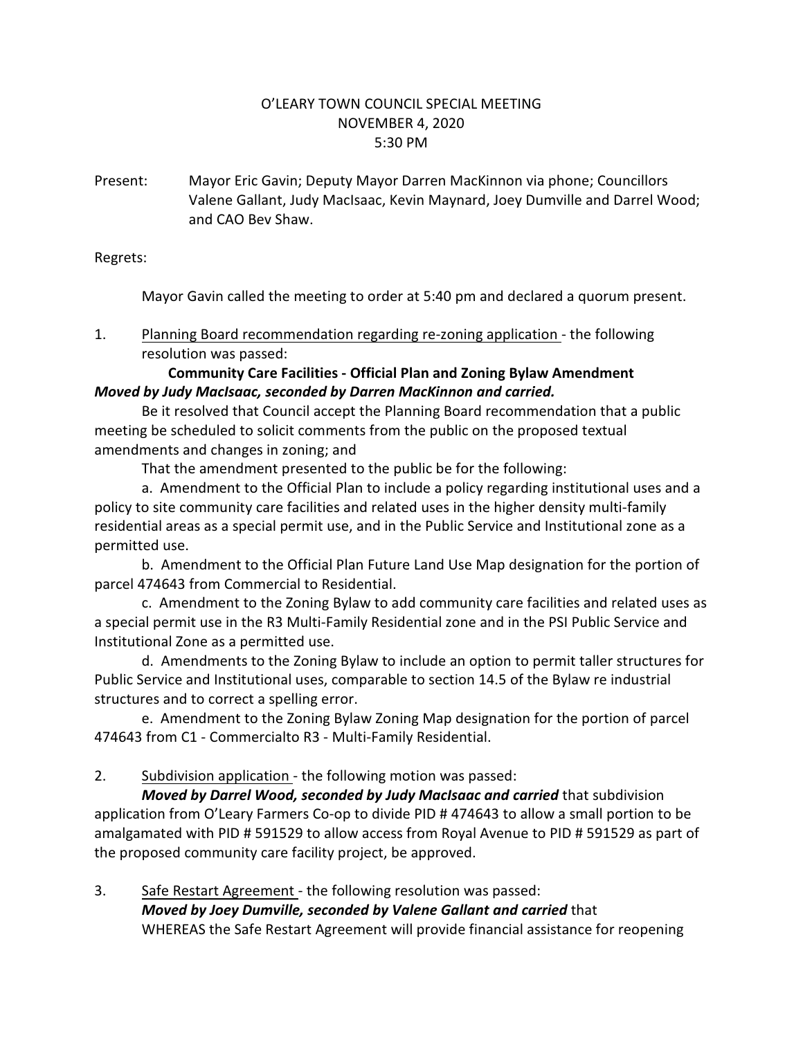# O'LEARY TOWN COUNCIL SPECIAL MEETING
## NOVEMBER 4, 2020
## 5:30 PM

Present: Mayor Eric Gavin; Deputy Mayor Darren MacKinnon via phone; Councillors Valene Gallant, Judy MacIsaac, Kevin Maynard, Joey Dumville and Darrel Wood; and CAO Bev Shaw.

Regrets:

Mayor Gavin called the meeting to order at 5:40 pm and declared a quorum present.

1. Planning Board recommendation regarding re-zoning application - the following resolution was passed:

**Community Care Facilities - Official Plan and Zoning Bylaw Amendment**

***Moved by Judy MacIsaac, seconded by Darren MacKinnon and carried.***

Be it resolved that Council accept the Planning Board recommendation that a public meeting be scheduled to solicit comments from the public on the proposed textual amendments and changes in zoning; and

That the amendment presented to the public be for the following:

a. Amendment to the Official Plan to include a policy regarding institutional uses and a policy to site community care facilities and related uses in the higher density multi-family residential areas as a special permit use, and in the Public Service and Institutional zone as a permitted use.

b. Amendment to the Official Plan Future Land Use Map designation for the portion of parcel 474643 from Commercial to Residential.

c. Amendment to the Zoning Bylaw to add community care facilities and related uses as a special permit use in the R3 Multi-Family Residential zone and in the PSI Public Service and Institutional Zone as a permitted use.

d. Amendments to the Zoning Bylaw to include an option to permit taller structures for Public Service and Institutional uses, comparable to section 14.5 of the Bylaw re industrial structures and to correct a spelling error.

e. Amendment to the Zoning Bylaw Zoning Map designation for the portion of parcel 474643 from C1 - Commercialto R3 - Multi-Family Residential.

2. Subdivision application - the following motion was passed:

***Moved by Darrel Wood, seconded by Judy MacIsaac and carried*** that subdivision application from O'Leary Farmers Co-op to divide PID # 474643 to allow a small portion to be amalgamated with PID # 591529 to allow access from Royal Avenue to PID # 591529 as part of the proposed community care facility project, be approved.

3. Safe Restart Agreement - the following resolution was passed:

***Moved by Joey Dumville, seconded by Valene Gallant and carried*** that WHEREAS the Safe Restart Agreement will provide financial assistance for reopening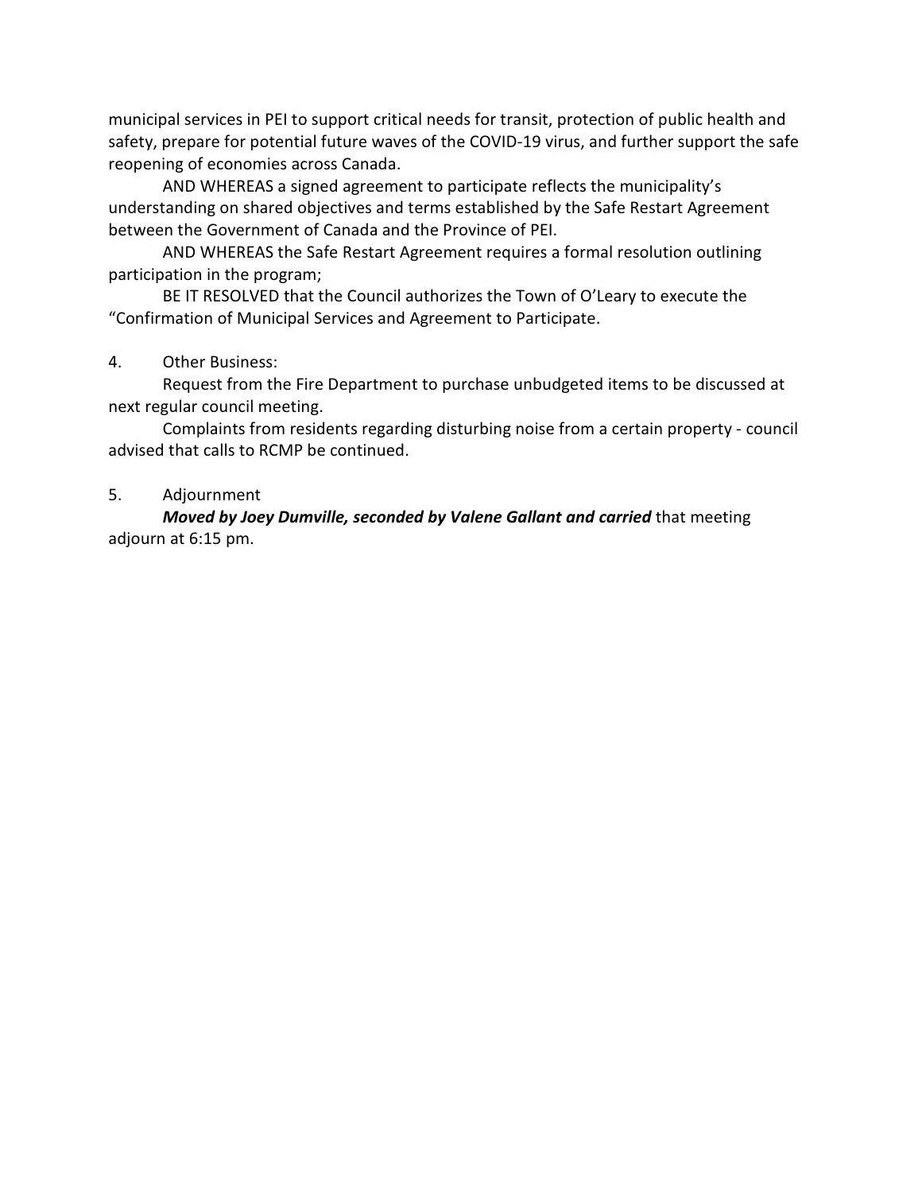municipal services in PEI to support critical needs for transit, protection of public health and safety, prepare for potential future waves of the COVID-19 virus, and further support the safe reopening of economies across Canada.

AND WHEREAS a signed agreement to participate reflects the municipality's understanding on shared objectives and terms established by the Safe Restart Agreement between the Government of Canada and the Province of PEI.

AND WHEREAS the Safe Restart Agreement requires a formal resolution outlining participation in the program;

BE IT RESOLVED that the Council authorizes the Town of O'Leary to execute the "Confirmation of Municipal Services and Agreement to Participate.

4. Other Business:

Request from the Fire Department to purchase unbudgeted items to be discussed at next regular council meeting.

Complaints from residents regarding disturbing noise from a certain property - council advised that calls to RCMP be continued.

5. Adjournment

***Moved by Joey Dumville, seconded by Valene Gallant and carried*** that meeting adjourn at 6:15 pm.